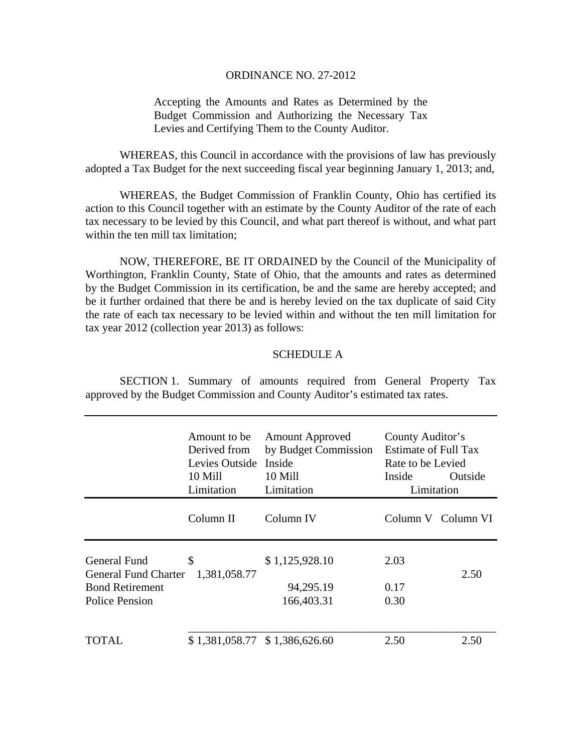ORDINANCE NO. 27-2012

Accepting the Amounts and Rates as Determined by the Budget Commission and Authorizing the Necessary Tax Levies and Certifying Them to the County Auditor.

WHEREAS, this Council in accordance with the provisions of law has previously adopted a Tax Budget for the next succeeding fiscal year beginning January 1, 2013; and,

WHEREAS, the Budget Commission of Franklin County, Ohio has certified its action to this Council together with an estimate by the County Auditor of the rate of each tax necessary to be levied by this Council, and what part thereof is without, and what part within the ten mill tax limitation;

NOW, THEREFORE, BE IT ORDAINED by the Council of the Municipality of Worthington, Franklin County, State of Ohio, that the amounts and rates as determined by the Budget Commission in its certification, be and the same are hereby accepted; and be it further ordained that there be and is hereby levied on the tax duplicate of said City the rate of each tax necessary to be levied within and without the ten mill limitation for tax year 2012 (collection year 2013) as follows:

SCHEDULE A

SECTION 1. Summary of amounts required from General Property Tax approved by the Budget Commission and County Auditor's estimated tax rates.

| | Amount to be Derived from Levies Outside 10 Mill Limitation | Amount Approved by Budget Commission Inside 10 Mill Limitation | County Auditor's Estimate of Full Tax Rate to be Levied Inside Limitation | Outside Limitation |
|---|---|---|---|---|
| | Column II | Column IV | Column V | Column VI |
| General Fund | $ | $ 1,125,928.10 | 2.03 | |
| General Fund Charter | 1,381,058.77 | | | 2.50 |
| Bond Retirement | | 94,295.19 | 0.17 | |
| Police Pension | | 166,403.31 | 0.30 | |
| TOTAL | $ 1,381,058.77 | $ 1,386,626.60 | 2.50 | 2.50 |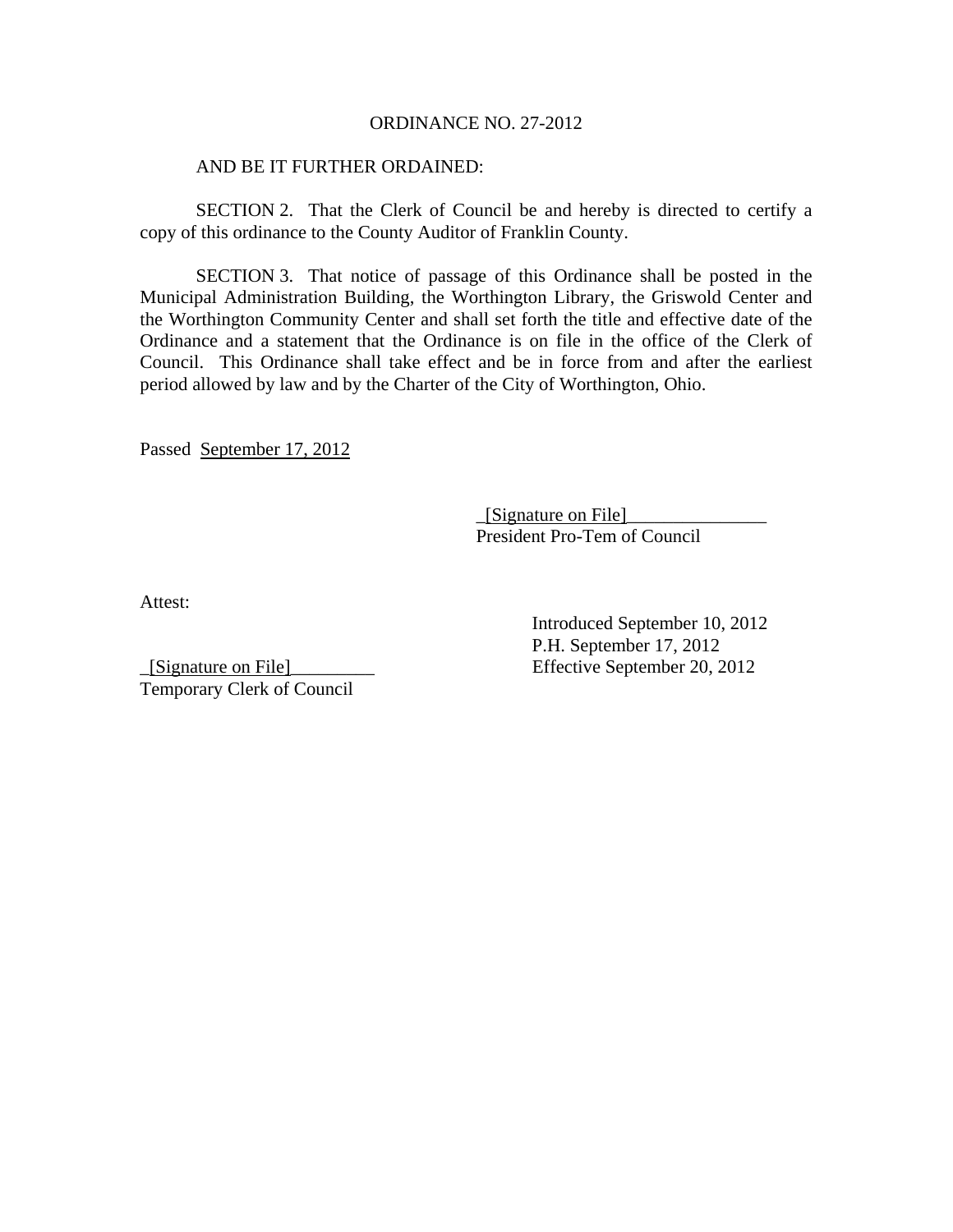ORDINANCE NO. 27-2012

AND BE IT FURTHER ORDAINED:

SECTION 2. That the Clerk of Council be and hereby is directed to certify a copy of this ordinance to the County Auditor of Franklin County.

SECTION 3. That notice of passage of this Ordinance shall be posted in the Municipal Administration Building, the Worthington Library, the Griswold Center and the Worthington Community Center and shall set forth the title and effective date of the Ordinance and a statement that the Ordinance is on file in the office of the Clerk of Council. This Ordinance shall take effect and be in force from and after the earliest period allowed by law and by the Charter of the City of Worthington, Ohio.

Passed September 17, 2012

_[Signature on File]_______________
President Pro-Tem of Council

Attest:

_[Signature on File]_________
Temporary Clerk of Council

Introduced September 10, 2012
P.H. September 17, 2012
Effective September 20, 2012